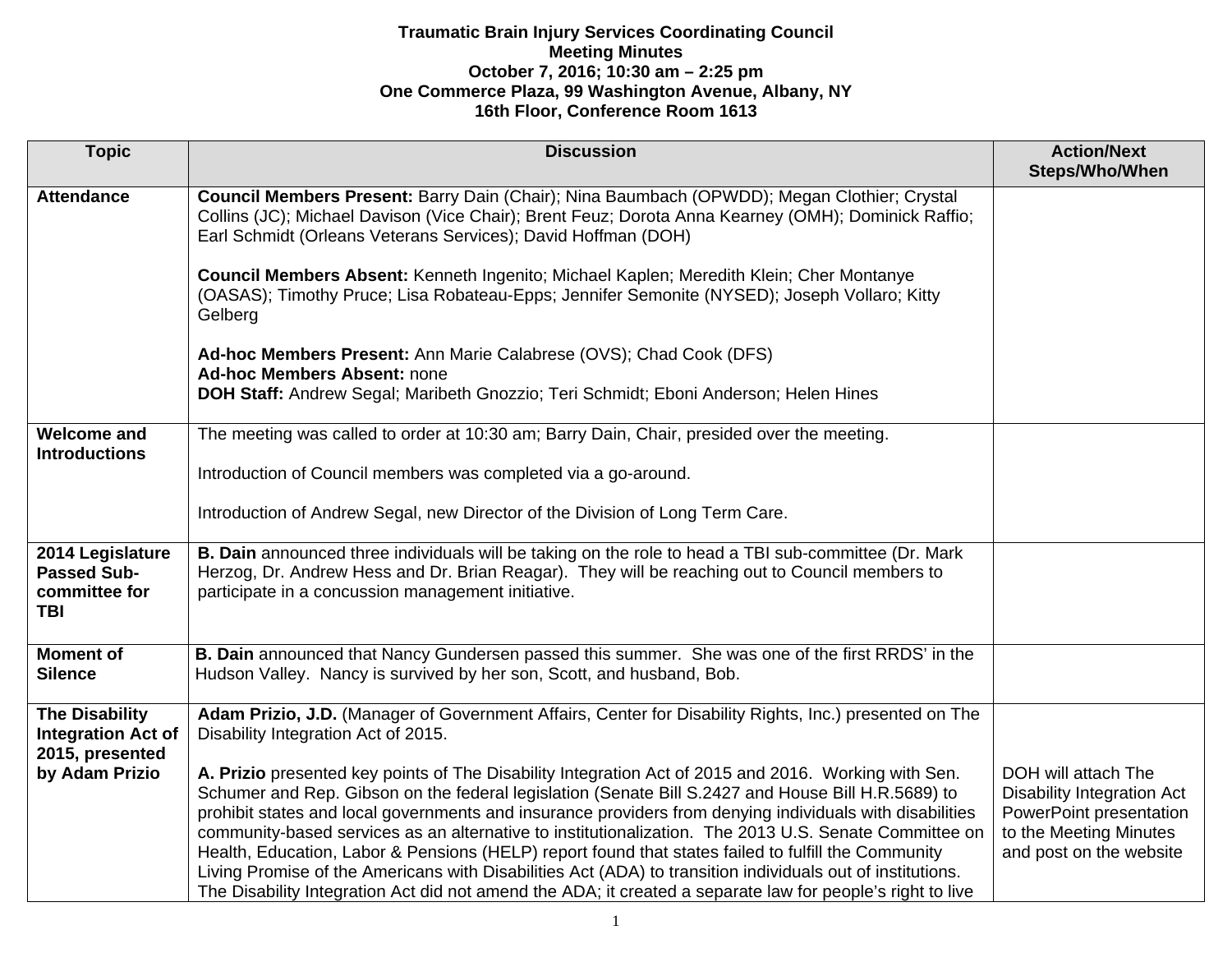**Traumatic Brain Injury Services Coordinating Council**
**Meeting Minutes**
**October 7, 2016; 10:30 am – 2:25 pm**
**One Commerce Plaza, 99 Washington Avenue, Albany, NY**
**16th Floor, Conference Room 1613**

| Topic | Discussion | Action/Next Steps/Who/When |
|---|---|---|
| **Attendance** | **Council Members Present:** Barry Dain (Chair); Nina Baumbach (OPWDD); Megan Clothier; Crystal Collins (JC); Michael Davison (Vice Chair); Brent Feuz; Dorota Anna Kearney (OMH); Dominick Raffio; Earl Schmidt (Orleans Veterans Services); David Hoffman (DOH)<br><br>**Council Members Absent:** Kenneth Ingenito; Michael Kaplen; Meredith Klein; Cher Montanye (OASAS); Timothy Pruce; Lisa Robateau-Epps; Jennifer Semonite (NYSED); Joseph Vollaro; Kitty Gelberg<br><br>**Ad-hoc Members Present:** Ann Marie Calabrese (OVS); Chad Cook (DFS)<br>**Ad-hoc Members Absent:** none<br>**DOH Staff:** Andrew Segal; Maribeth Gnozzio; Teri Schmidt; Eboni Anderson; Helen Hines | |
| **Welcome and Introductions** | The meeting was called to order at 10:30 am; Barry Dain, Chair, presided over the meeting.<br><br>Introduction of Council members was completed via a go-around.<br><br>Introduction of Andrew Segal, new Director of the Division of Long Term Care. | |
| **2014 Legislature Passed Sub-committee for TBI** | **B. Dain** announced three individuals will be taking on the role to head a TBI sub-committee (Dr. Mark Herzog, Dr. Andrew Hess and Dr. Brian Reagar). They will be reaching out to Council members to participate in a concussion management initiative. | |
| **Moment of Silence** | **B. Dain** announced that Nancy Gundersen passed this summer. She was one of the first RRDS' in the Hudson Valley. Nancy is survived by her son, Scott, and husband, Bob. | |
| **The Disability Integration Act of 2015, presented by Adam Prizio** | **Adam Prizio, J.D.** (Manager of Government Affairs, Center for Disability Rights, Inc.) presented on The Disability Integration Act of 2015.<br><br>**A. Prizio** presented key points of The Disability Integration Act of 2015 and 2016. Working with Sen. Schumer and Rep. Gibson on the federal legislation (Senate Bill S.2427 and House Bill H.R.5689) to prohibit states and local governments and insurance providers from denying individuals with disabilities community-based services as an alternative to institutionalization. The 2013 U.S. Senate Committee on Health, Education, Labor & Pensions (HELP) report found that states failed to fulfill the Community Living Promise of the Americans with Disabilities Act (ADA) to transition individuals out of institutions. The Disability Integration Act did not amend the ADA; it created a separate law for people's right to live | DOH will attach The Disability Integration Act PowerPoint presentation to the Meeting Minutes and post on the website |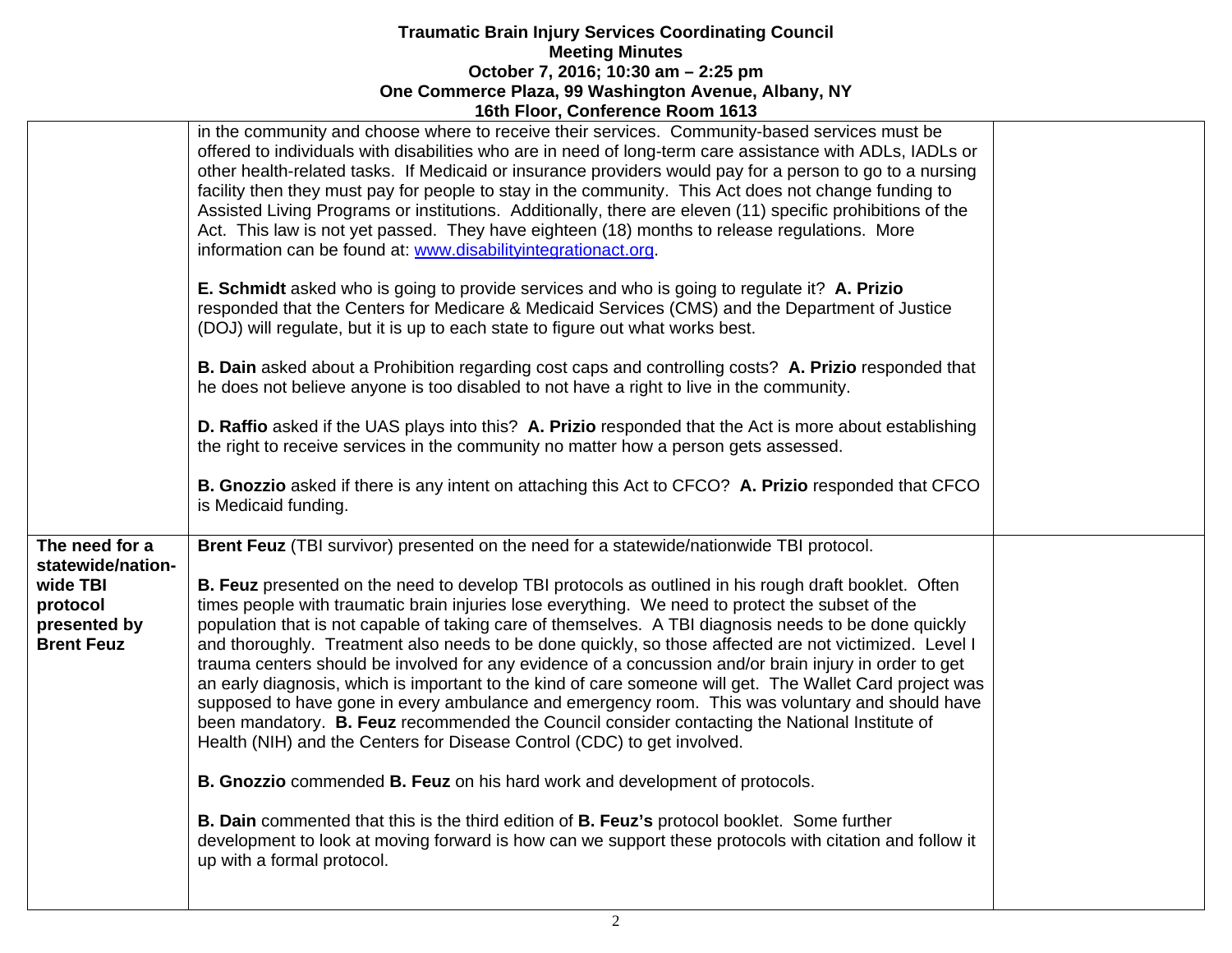| | | |
|---|---|---|
| | in the community and choose where to receive their services. Community-based services must be offered to individuals with disabilities who are in need of long-term care assistance with ADLs, IADLs or other health-related tasks. If Medicaid or insurance providers would pay for a person to go to a nursing facility then they must pay for people to stay in the community. This Act does not change funding to Assisted Living Programs or institutions. Additionally, there are eleven (11) specific prohibitions of the Act. This law is not yet passed. They have eighteen (18) months to release regulations. More information can be found at: [www.disabilityintegrationact.org](http://www.disabilityintegrationact.org).<br><br>**E. Schmidt** asked who is going to provide services and who is going to regulate it? **A. Prizio** responded that the Centers for Medicare & Medicaid Services (CMS) and the Department of Justice (DOJ) will regulate, but it is up to each state to figure out what works best.<br><br>**B. Dain** asked about a Prohibition regarding cost caps and controlling costs? **A. Prizio** responded that he does not believe anyone is too disabled to not have a right to live in the community.<br><br>**D. Raffio** asked if the UAS plays into this? **A. Prizio** responded that the Act is more about establishing the right to receive services in the community no matter how a person gets assessed.<br><br>**B. Gnozzio** asked if there is any intent on attaching this Act to CFCO? **A. Prizio** responded that CFCO is Medicaid funding. | |
| **The need for a statewide/nation-wide TBI protocol presented by Brent Feuz** | **Brent Feuz** (TBI survivor) presented on the need for a statewide/nationwide TBI protocol.<br><br>**B. Feuz** presented on the need to develop TBI protocols as outlined in his rough draft booklet. Often times people with traumatic brain injuries lose everything. We need to protect the subset of the population that is not capable of taking care of themselves. A TBI diagnosis needs to be done quickly and thoroughly. Treatment also needs to be done quickly, so those affected are not victimized. Level I trauma centers should be involved for any evidence of a concussion and/or brain injury in order to get an early diagnosis, which is important to the kind of care someone will get. The Wallet Card project was supposed to have gone in every ambulance and emergency room. This was voluntary and should have been mandatory. **B. Feuz** recommended the Council consider contacting the National Institute of Health (NIH) and the Centers for Disease Control (CDC) to get involved.<br><br>**B. Gnozzio** commended **B. Feuz** on his hard work and development of protocols.<br><br>**B. Dain** commented that this is the third edition of **B. Feuz's** protocol booklet. Some further development to look at moving forward is how can we support these protocols with citation and follow it up with a formal protocol. | |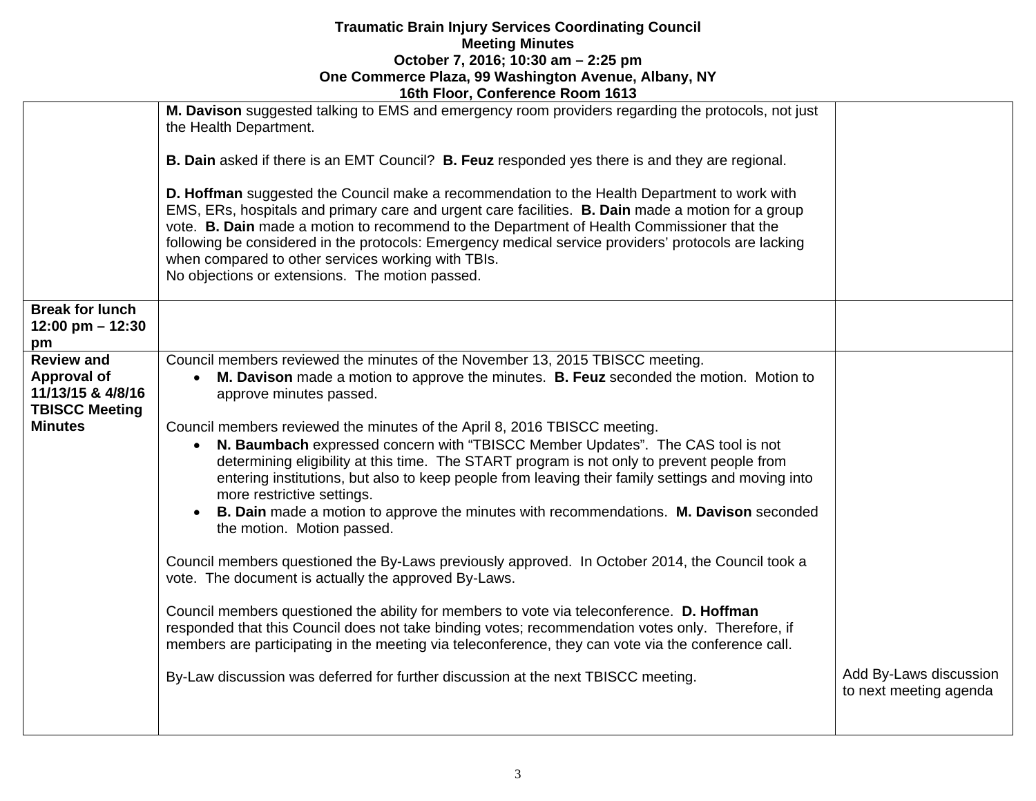**Traumatic Brain Injury Services Coordinating Council**
**Meeting Minutes**
**October 7, 2016; 10:30 am – 2:25 pm**
**One Commerce Plaza, 99 Washington Avenue, Albany, NY**
**16th Floor, Conference Room 1613**

| | | |
|---|---|---|
| | **M. Davison** suggested talking to EMS and emergency room providers regarding the protocols, not just the Health Department.<br><br>**B. Dain** asked if there is an EMT Council? **B. Feuz** responded yes there is and they are regional.<br><br>**D. Hoffman** suggested the Council make a recommendation to the Health Department to work with EMS, ERs, hospitals and primary care and urgent care facilities. **B. Dain** made a motion for a group vote. **B. Dain** made a motion to recommend to the Department of Health Commissioner that the following be considered in the protocols: Emergency medical service providers' protocols are lacking when compared to other services working with TBIs.<br>No objections or extensions. The motion passed. | |
| **Break for lunch 12:00 pm – 12:30 pm** | | |
| **Review and Approval of 11/13/15 & 4/8/16 TBISCC Meeting Minutes** | Council members reviewed the minutes of the November 13, 2015 TBISCC meeting.<br>• **M. Davison** made a motion to approve the minutes. **B. Feuz** seconded the motion. Motion to approve minutes passed.<br><br>Council members reviewed the minutes of the April 8, 2016 TBISCC meeting.<br>• **N. Baumbach** expressed concern with "TBISCC Member Updates". The CAS tool is not determining eligibility at this time. The START program is not only to prevent people from entering institutions, but also to keep people from leaving their family settings and moving into more restrictive settings.<br>• **B. Dain** made a motion to approve the minutes with recommendations. **M. Davison** seconded the motion. Motion passed.<br><br>Council members questioned the By-Laws previously approved. In October 2014, the Council took a vote. The document is actually the approved By-Laws.<br><br>Council members questioned the ability for members to vote via teleconference. **D. Hoffman** responded that this Council does not take binding votes; recommendation votes only. Therefore, if members are participating in the meeting via teleconference, they can vote via the conference call.<br><br>By-Law discussion was deferred for further discussion at the next TBISCC meeting. | Add By-Laws discussion to next meeting agenda |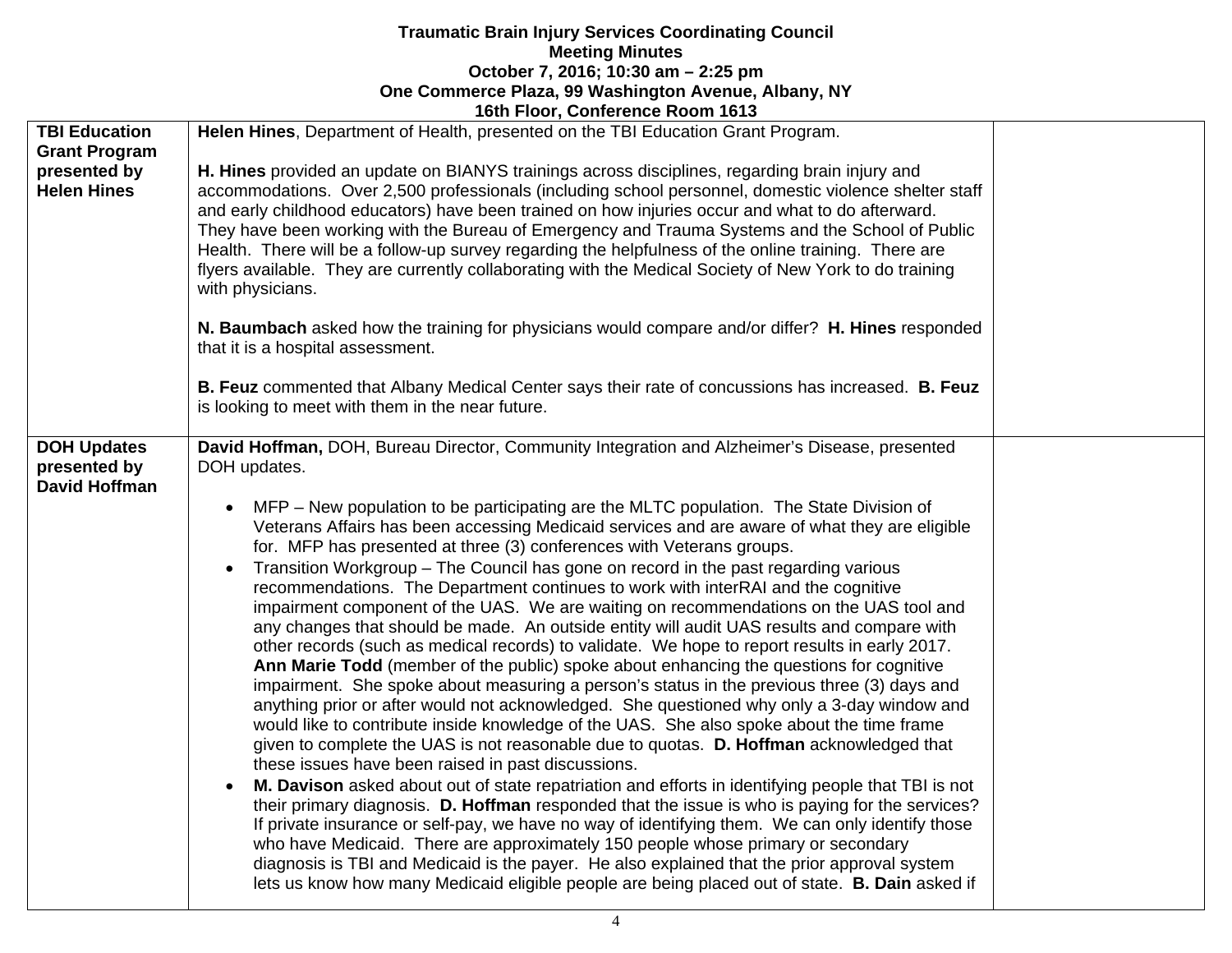**Traumatic Brain Injury Services Coordinating Council**
**Meeting Minutes**
**October 7, 2016; 10:30 am – 2:25 pm**
**One Commerce Plaza, 99 Washington Avenue, Albany, NY**
**16th Floor, Conference Room 1613**

| | | |
|---|---|---|
| **TBI Education Grant Program presented by Helen Hines** | **Helen Hines**, Department of Health, presented on the TBI Education Grant Program.<br><br>**H. Hines** provided an update on BIANYS trainings across disciplines, regarding brain injury and accommodations. Over 2,500 professionals (including school personnel, domestic violence shelter staff and early childhood educators) have been trained on how injuries occur and what to do afterward. They have been working with the Bureau of Emergency and Trauma Systems and the School of Public Health. There will be a follow-up survey regarding the helpfulness of the online training. There are flyers available. They are currently collaborating with the Medical Society of New York to do training with physicians.<br><br>**N. Baumbach** asked how the training for physicians would compare and/or differ? **H. Hines** responded that it is a hospital assessment.<br><br>**B. Feuz** commented that Albany Medical Center says their rate of concussions has increased. **B. Feuz** is looking to meet with them in the near future. | |
| **DOH Updates presented by David Hoffman** | **David Hoffman,** DOH, Bureau Director, Community Integration and Alzheimer's Disease, presented DOH updates.<br><br>• MFP – New population to be participating are the MLTC population. The State Division of Veterans Affairs has been accessing Medicaid services and are aware of what they are eligible for. MFP has presented at three (3) conferences with Veterans groups.<br>• Transition Workgroup – The Council has gone on record in the past regarding various recommendations. The Department continues to work with interRAI and the cognitive impairment component of the UAS. We are waiting on recommendations on the UAS tool and any changes that should be made. An outside entity will audit UAS results and compare with other records (such as medical records) to validate. We hope to report results in early 2017. **Ann Marie Todd** (member of the public) spoke about enhancing the questions for cognitive impairment. She spoke about measuring a person's status in the previous three (3) days and anything prior or after would not acknowledged. She questioned why only a 3-day window and would like to contribute inside knowledge of the UAS. She also spoke about the time frame given to complete the UAS is not reasonable due to quotas. **D. Hoffman** acknowledged that these issues have been raised in past discussions.<br>• **M. Davison** asked about out of state repatriation and efforts in identifying people that TBI is not their primary diagnosis. **D. Hoffman** responded that the issue is who is paying for the services? If private insurance or self-pay, we have no way of identifying them. We can only identify those who have Medicaid. There are approximately 150 people whose primary or secondary diagnosis is TBI and Medicaid is the payer. He also explained that the prior approval system lets us know how many Medicaid eligible people are being placed out of state. **B. Dain** asked if | |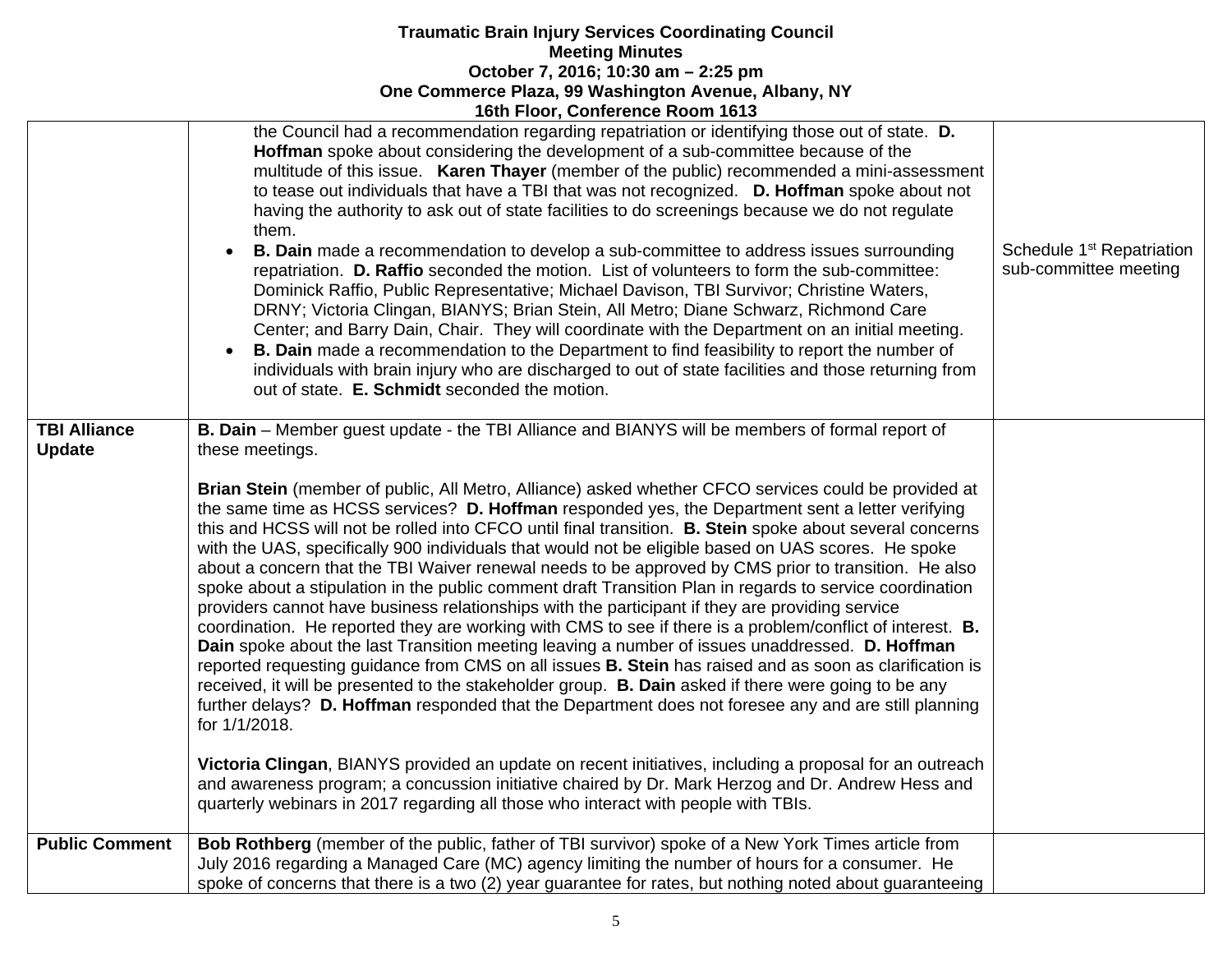**Traumatic Brain Injury Services Coordinating Council**
**Meeting Minutes**
**October 7, 2016; 10:30 am – 2:25 pm**
**One Commerce Plaza, 99 Washington Avenue, Albany, NY**
**16th Floor, Conference Room 1613**

| | | |
|---|---|---|
| | the Council had a recommendation regarding repatriation or identifying those out of state. **D. Hoffman** spoke about considering the development of a sub-committee because of the multitude of this issue. **Karen Thayer** (member of the public) recommended a mini-assessment to tease out individuals that have a TBI that was not recognized. **D. Hoffman** spoke about not having the authority to ask out of state facilities to do screenings because we do not regulate them.<br>• **B. Dain** made a recommendation to develop a sub-committee to address issues surrounding repatriation. **D. Raffio** seconded the motion. List of volunteers to form the sub-committee: Dominick Raffio, Public Representative; Michael Davison, TBI Survivor; Christine Waters, DRNY; Victoria Clingan, BIANYS; Brian Stein, All Metro; Diane Schwarz, Richmond Care Center; and Barry Dain, Chair. They will coordinate with the Department on an initial meeting.<br>• **B. Dain** made a recommendation to the Department to find feasibility to report the number of individuals with brain injury who are discharged to out of state facilities and those returning from out of state. **E. Schmidt** seconded the motion. | Schedule 1st Repatriation sub-committee meeting |
| **TBI Alliance Update** | **B. Dain** – Member guest update - the TBI Alliance and BIANYS will be members of formal report of these meetings.<br><br>**Brian Stein** (member of public, All Metro, Alliance) asked whether CFCO services could be provided at the same time as HCSS services? **D. Hoffman** responded yes, the Department sent a letter verifying this and HCSS will not be rolled into CFCO until final transition. **B. Stein** spoke about several concerns with the UAS, specifically 900 individuals that would not be eligible based on UAS scores. He spoke about a concern that the TBI Waiver renewal needs to be approved by CMS prior to transition. He also spoke about a stipulation in the public comment draft Transition Plan in regards to service coordination providers cannot have business relationships with the participant if they are providing service coordination. He reported they are working with CMS to see if there is a problem/conflict of interest. **B. Dain** spoke about the last Transition meeting leaving a number of issues unaddressed. **D. Hoffman** reported requesting guidance from CMS on all issues **B. Stein** has raised and as soon as clarification is received, it will be presented to the stakeholder group. **B. Dain** asked if there were going to be any further delays? **D. Hoffman** responded that the Department does not foresee any and are still planning for 1/1/2018.<br><br>**Victoria Clingan**, BIANYS provided an update on recent initiatives, including a proposal for an outreach and awareness program; a concussion initiative chaired by Dr. Mark Herzog and Dr. Andrew Hess and quarterly webinars in 2017 regarding all those who interact with people with TBIs. | |
| **Public Comment** | **Bob Rothberg** (member of the public, father of TBI survivor) spoke of a New York Times article from July 2016 regarding a Managed Care (MC) agency limiting the number of hours for a consumer. He spoke of concerns that there is a two (2) year guarantee for rates, but nothing noted about guaranteeing | |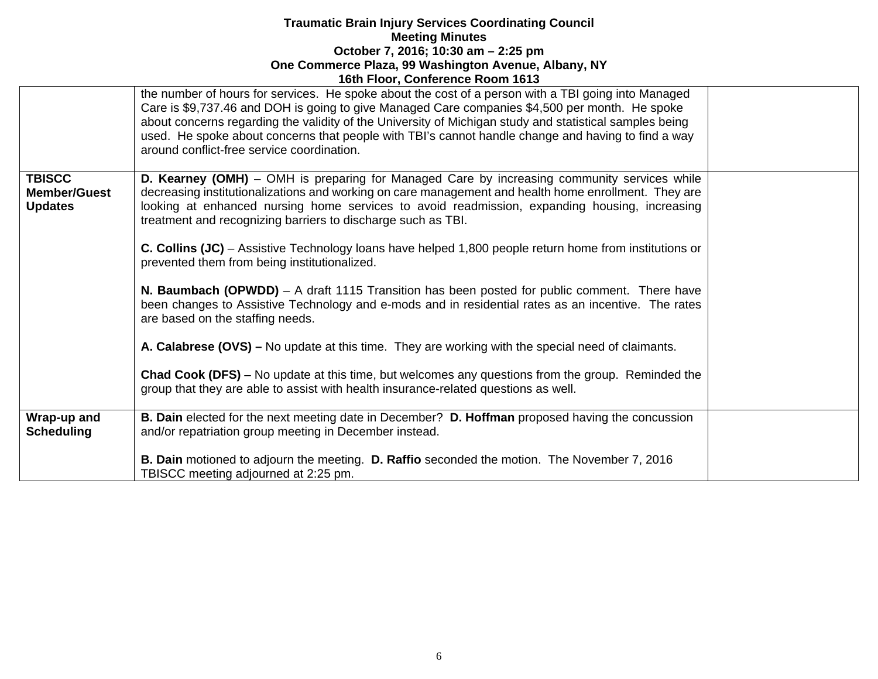**Traumatic Brain Injury Services Coordinating Council**
**Meeting Minutes**
**October 7, 2016; 10:30 am – 2:25 pm**
**One Commerce Plaza, 99 Washington Avenue, Albany, NY**
**16th Floor, Conference Room 1613**

| | | |
|---|---|---|
| | the number of hours for services. He spoke about the cost of a person with a TBI going into Managed Care is $9,737.46 and DOH is going to give Managed Care companies $4,500 per month. He spoke about concerns regarding the validity of the University of Michigan study and statistical samples being used. He spoke about concerns that people with TBI's cannot handle change and having to find a way around conflict-free service coordination. | |
| **TBISCC Member/Guest Updates** | **D. Kearney (OMH)** – OMH is preparing for Managed Care by increasing community services while decreasing institutionalizations and working on care management and health home enrollment. They are looking at enhanced nursing home services to avoid readmission, expanding housing, increasing treatment and recognizing barriers to discharge such as TBI.<br><br>**C. Collins (JC)** – Assistive Technology loans have helped 1,800 people return home from institutions or prevented them from being institutionalized.<br><br>**N. Baumbach (OPWDD)** – A draft 1115 Transition has been posted for public comment. There have been changes to Assistive Technology and e-mods and in residential rates as an incentive. The rates are based on the staffing needs.<br><br>**A. Calabrese (OVS) –** No update at this time. They are working with the special need of claimants.<br><br>**Chad Cook (DFS)** – No update at this time, but welcomes any questions from the group. Reminded the group that they are able to assist with health insurance-related questions as well. | |
| **Wrap-up and Scheduling** | **B. Dain** elected for the next meeting date in December? **D. Hoffman** proposed having the concussion and/or repatriation group meeting in December instead.<br><br>**B. Dain** motioned to adjourn the meeting. **D. Raffio** seconded the motion. The November 7, 2016 TBISCC meeting adjourned at 2:25 pm. | |